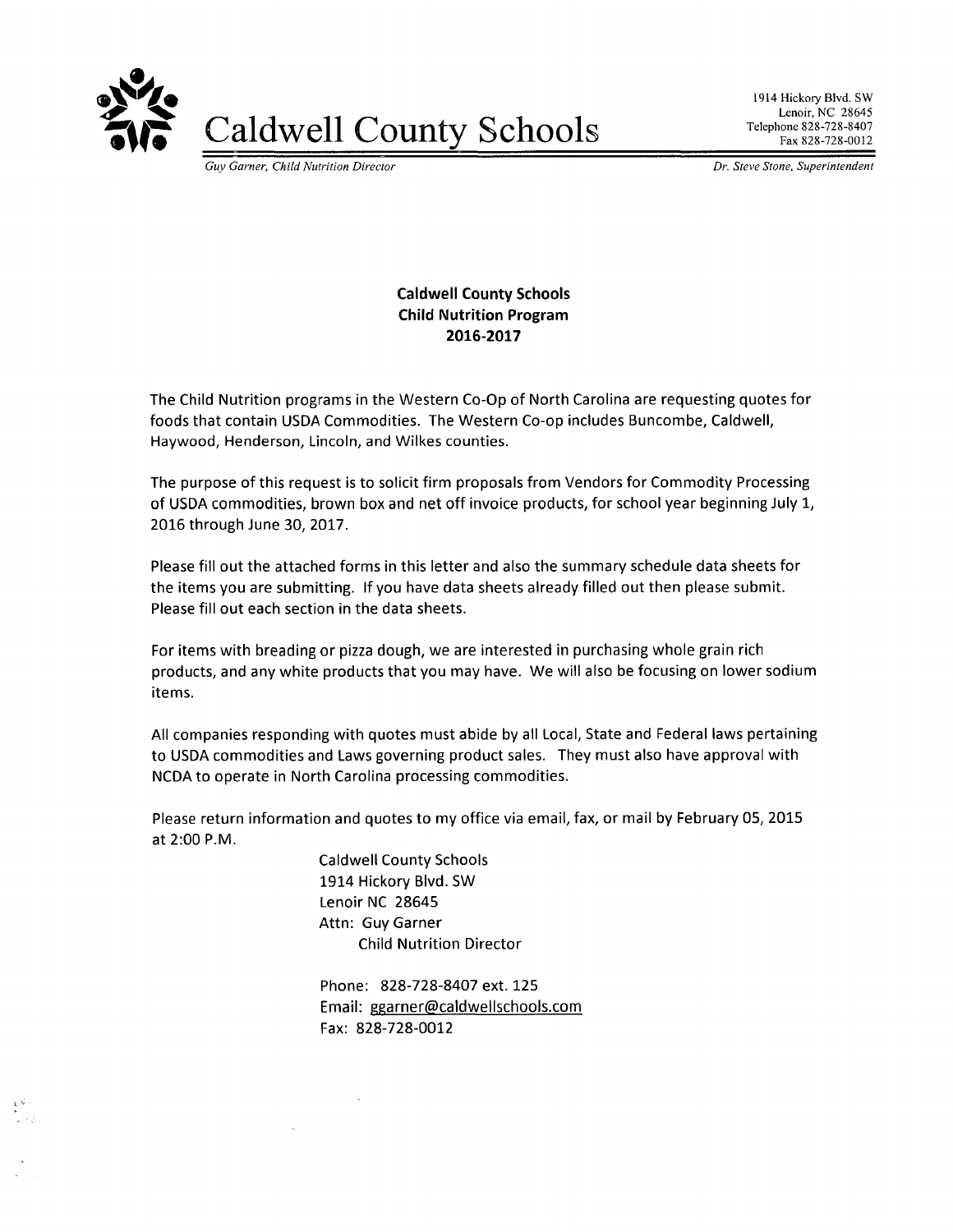# Caldwell County Schools

1914 Hickory Blvd. SW
Lenoir, NC 28645
Telephone 828-728-8407
Fax 828-728-0012

*Guy Garner, Child Nutrition Director* — *Dr. Steve Stone, Superintendent*

**Caldwell County Schools**
**Child Nutrition Program**
**2016-2017**

The Child Nutrition programs in the Western Co-Op of North Carolina are requesting quotes for foods that contain USDA Commodities. The Western Co-op includes Buncombe, Caldwell, Haywood, Henderson, Lincoln, and Wilkes counties.

The purpose of this request is to solicit firm proposals from Vendors for Commodity Processing of USDA commodities, brown box and net off invoice products, for school year beginning July 1, 2016 through June 30, 2017.

Please fill out the attached forms in this letter and also the summary schedule data sheets for the items you are submitting. If you have data sheets already filled out then please submit. Please fill out each section in the data sheets.

For items with breading or pizza dough, we are interested in purchasing whole grain rich products, and any white products that you may have. We will also be focusing on lower sodium items.

All companies responding with quotes must abide by all Local, State and Federal laws pertaining to USDA commodities and Laws governing product sales. They must also have approval with NCDA to operate in North Carolina processing commodities.

Please return information and quotes to my office via email, fax, or mail by February 05, 2015 at 2:00 P.M.

Caldwell County Schools
1914 Hickory Blvd. SW
Lenoir NC 28645
Attn: Guy Garner
Child Nutrition Director

Phone: 828-728-8407 ext. 125
Email: ggarner@caldwellschools.com
Fax: 828-728-0012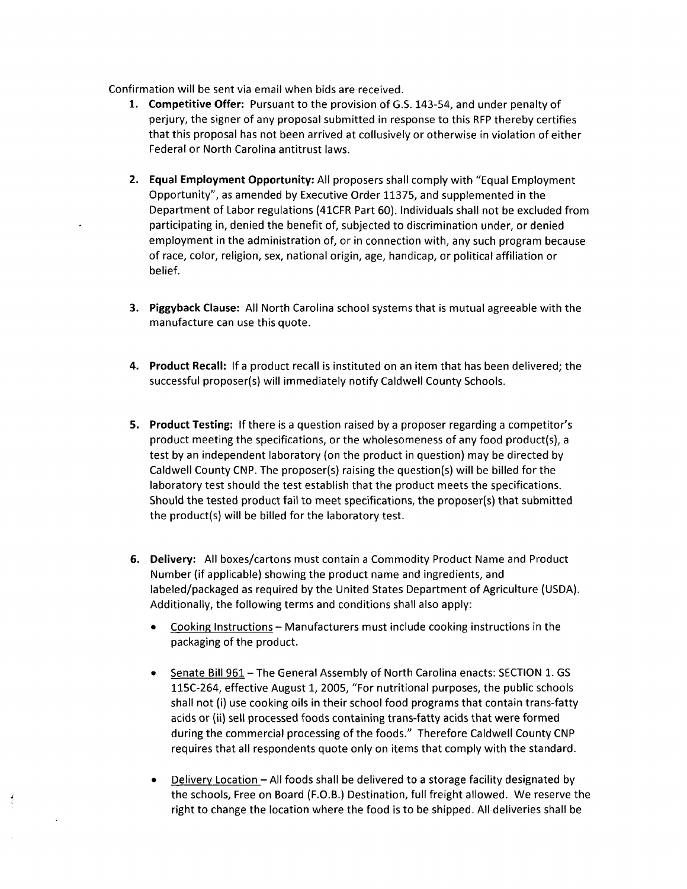Confirmation will be sent via email when bids are received.

1. **Competitive Offer:** Pursuant to the provision of G.S. 143-54, and under penalty of perjury, the signer of any proposal submitted in response to this RFP thereby certifies that this proposal has not been arrived at collusively or otherwise in violation of either Federal or North Carolina antitrust laws.

2. **Equal Employment Opportunity:** All proposers shall comply with "Equal Employment Opportunity", as amended by Executive Order 11375, and supplemented in the Department of Labor regulations (41CFR Part 60). Individuals shall not be excluded from participating in, denied the benefit of, subjected to discrimination under, or denied employment in the administration of, or in connection with, any such program because of race, color, religion, sex, national origin, age, handicap, or political affiliation or belief.

3. **Piggyback Clause:** All North Carolina school systems that is mutual agreeable with the manufacture can use this quote.

4. **Product Recall:** If a product recall is instituted on an item that has been delivered; the successful proposer(s) will immediately notify Caldwell County Schools.

5. **Product Testing:** If there is a question raised by a proposer regarding a competitor's product meeting the specifications, or the wholesomeness of any food product(s), a test by an independent laboratory (on the product in question) may be directed by Caldwell County CNP. The proposer(s) raising the question(s) will be billed for the laboratory test should the test establish that the product meets the specifications. Should the tested product fail to meet specifications, the proposer(s) that submitted the product(s) will be billed for the laboratory test.

6. **Delivery:** All boxes/cartons must contain a Commodity Product Name and Product Number (if applicable) showing the product name and ingredients, and labeled/packaged as required by the United States Department of Agriculture (USDA). Additionally, the following terms and conditions shall also apply:

   - Cooking Instructions – Manufacturers must include cooking instructions in the packaging of the product.

   - Senate Bill 961 – The General Assembly of North Carolina enacts: SECTION 1. GS 115C-264, effective August 1, 2005, "For nutritional purposes, the public schools shall not (i) use cooking oils in their school food programs that contain trans-fatty acids or (ii) sell processed foods containing trans-fatty acids that were formed during the commercial processing of the foods." Therefore Caldwell County CNP requires that all respondents quote only on items that comply with the standard.

   - Delivery Location – All foods shall be delivered to a storage facility designated by the schools, Free on Board (F.O.B.) Destination, full freight allowed. We reserve the right to change the location where the food is to be shipped. All deliveries shall be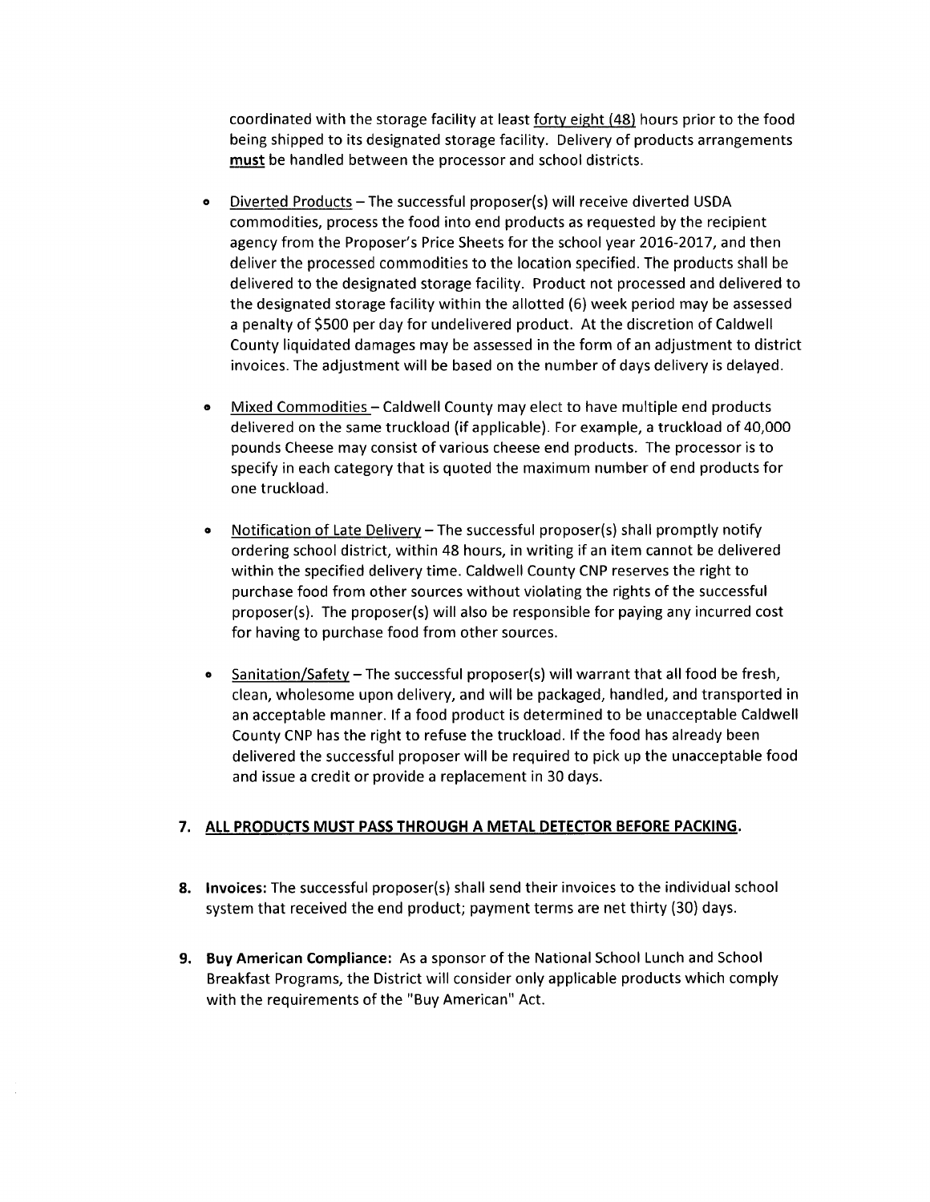coordinated with the storage facility at least forty eight (48) hours prior to the food being shipped to its designated storage facility. Delivery of products arrangements **must** be handled between the processor and school districts.

- Diverted Products – The successful proposer(s) will receive diverted USDA commodities, process the food into end products as requested by the recipient agency from the Proposer's Price Sheets for the school year 2016-2017, and then deliver the processed commodities to the location specified. The products shall be delivered to the designated storage facility. Product not processed and delivered to the designated storage facility within the allotted (6) week period may be assessed a penalty of $500 per day for undelivered product. At the discretion of Caldwell County liquidated damages may be assessed in the form of an adjustment to district invoices. The adjustment will be based on the number of days delivery is delayed.

- Mixed Commodities – Caldwell County may elect to have multiple end products delivered on the same truckload (if applicable). For example, a truckload of 40,000 pounds Cheese may consist of various cheese end products. The processor is to specify in each category that is quoted the maximum number of end products for one truckload.

- Notification of Late Delivery – The successful proposer(s) shall promptly notify ordering school district, within 48 hours, in writing if an item cannot be delivered within the specified delivery time. Caldwell County CNP reserves the right to purchase food from other sources without violating the rights of the successful proposer(s). The proposer(s) will also be responsible for paying any incurred cost for having to purchase food from other sources.

- Sanitation/Safety – The successful proposer(s) will warrant that all food be fresh, clean, wholesome upon delivery, and will be packaged, handled, and transported in an acceptable manner. If a food product is determined to be unacceptable Caldwell County CNP has the right to refuse the truckload. If the food has already been delivered the successful proposer will be required to pick up the unacceptable food and issue a credit or provide a replacement in 30 days.

7. **ALL PRODUCTS MUST PASS THROUGH A METAL DETECTOR BEFORE PACKING.**

8. **Invoices:** The successful proposer(s) shall send their invoices to the individual school system that received the end product; payment terms are net thirty (30) days.

9. **Buy American Compliance:** As a sponsor of the National School Lunch and School Breakfast Programs, the District will consider only applicable products which comply with the requirements of the "Buy American" Act.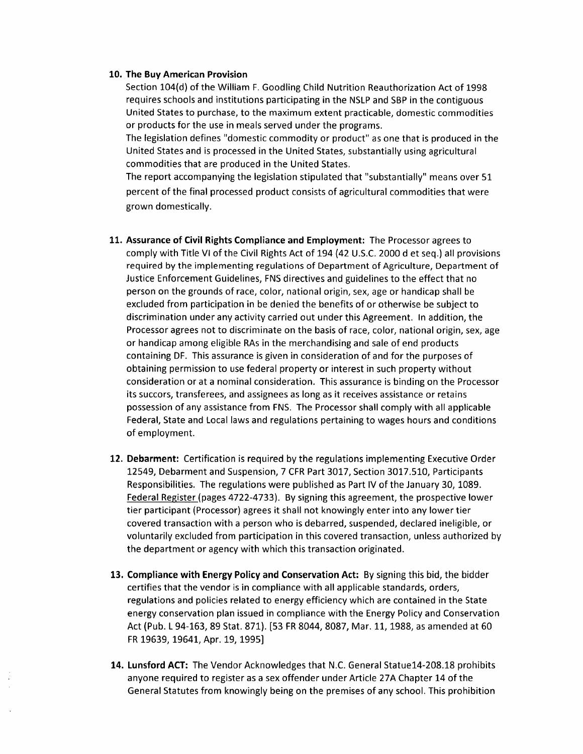10. **The Buy American Provision**

    Section 104(d) of the William F. Goodling Child Nutrition Reauthorization Act of 1998 requires schools and institutions participating in the NSLP and SBP in the contiguous United States to purchase, to the maximum extent practicable, domestic commodities or products for the use in meals served under the programs.

    The legislation defines "domestic commodity or product" as one that is produced in the United States and is processed in the United States, substantially using agricultural commodities that are produced in the United States.

    The report accompanying the legislation stipulated that "substantially" means over 51 percent of the final processed product consists of agricultural commodities that were grown domestically.

11. **Assurance of Civil Rights Compliance and Employment:** The Processor agrees to comply with Title VI of the Civil Rights Act of 194 (42 U.S.C. 2000 d et seq.) all provisions required by the implementing regulations of Department of Agriculture, Department of Justice Enforcement Guidelines, FNS directives and guidelines to the effect that no person on the grounds of race, color, national origin, sex, age or handicap shall be excluded from participation in be denied the benefits of or otherwise be subject to discrimination under any activity carried out under this Agreement. In addition, the Processor agrees not to discriminate on the basis of race, color, national origin, sex, age or handicap among eligible RAs in the merchandising and sale of end products containing DF. This assurance is given in consideration of and for the purposes of obtaining permission to use federal property or interest in such property without consideration or at a nominal consideration. This assurance is binding on the Processor its succors, transferees, and assignees as long as it receives assistance or retains possession of any assistance from FNS. The Processor shall comply with all applicable Federal, State and Local laws and regulations pertaining to wages hours and conditions of employment.

12. **Debarment:** Certification is required by the regulations implementing Executive Order 12549, Debarment and Suspension, 7 CFR Part 3017, Section 3017.510, Participants Responsibilities. The regulations were published as Part IV of the January 30, 1089. Federal Register (pages 4722-4733). By signing this agreement, the prospective lower tier participant (Processor) agrees it shall not knowingly enter into any lower tier covered transaction with a person who is debarred, suspended, declared ineligible, or voluntarily excluded from participation in this covered transaction, unless authorized by the department or agency with which this transaction originated.

13. **Compliance with Energy Policy and Conservation Act:** By signing this bid, the bidder certifies that the vendor is in compliance with all applicable standards, orders, regulations and policies related to energy efficiency which are contained in the State energy conservation plan issued in compliance with the Energy Policy and Conservation Act (Pub. L 94-163, 89 Stat. 871). [53 FR 8044, 8087, Mar. 11, 1988, as amended at 60 FR 19639, 19641, Apr. 19, 1995]

14. **Lunsford ACT:** The Vendor Acknowledges that N.C. General Statue14-208.18 prohibits anyone required to register as a sex offender under Article 27A Chapter 14 of the General Statutes from knowingly being on the premises of any school. This prohibition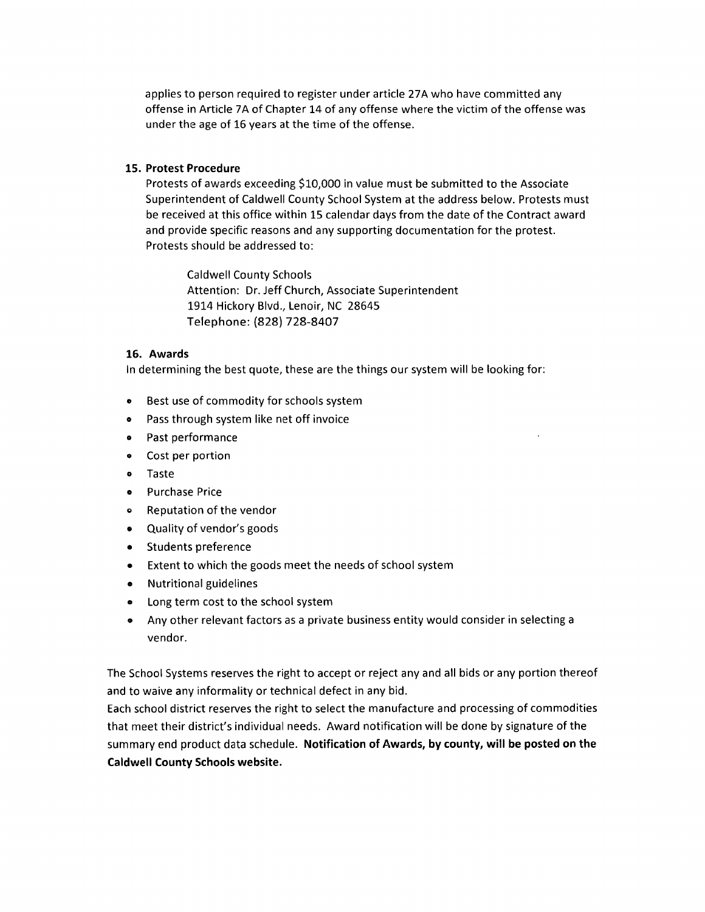applies to person required to register under article 27A who have committed any offense in Article 7A of Chapter 14 of any offense where the victim of the offense was under the age of 16 years at the time of the offense.

**15. Protest Procedure**

Protests of awards exceeding $10,000 in value must be submitted to the Associate Superintendent of Caldwell County School System at the address below. Protests must be received at this office within 15 calendar days from the date of the Contract award and provide specific reasons and any supporting documentation for the protest. Protests should be addressed to:

Caldwell County Schools
Attention: Dr. Jeff Church, Associate Superintendent
1914 Hickory Blvd., Lenoir, NC 28645
Telephone: (828) 728-8407

**16. Awards**

In determining the best quote, these are the things our system will be looking for:

- Best use of commodity for schools system
- Pass through system like net off invoice
- Past performance
- Cost per portion
- Taste
- Purchase Price
- Reputation of the vendor
- Quality of vendor's goods
- Students preference
- Extent to which the goods meet the needs of school system
- Nutritional guidelines
- Long term cost to the school system
- Any other relevant factors as a private business entity would consider in selecting a vendor.

The School Systems reserves the right to accept or reject any and all bids or any portion thereof and to waive any informality or technical defect in any bid.

Each school district reserves the right to select the manufacture and processing of commodities that meet their district's individual needs. Award notification will be done by signature of the summary end product data schedule. **Notification of Awards, by county, will be posted on the Caldwell County Schools website.**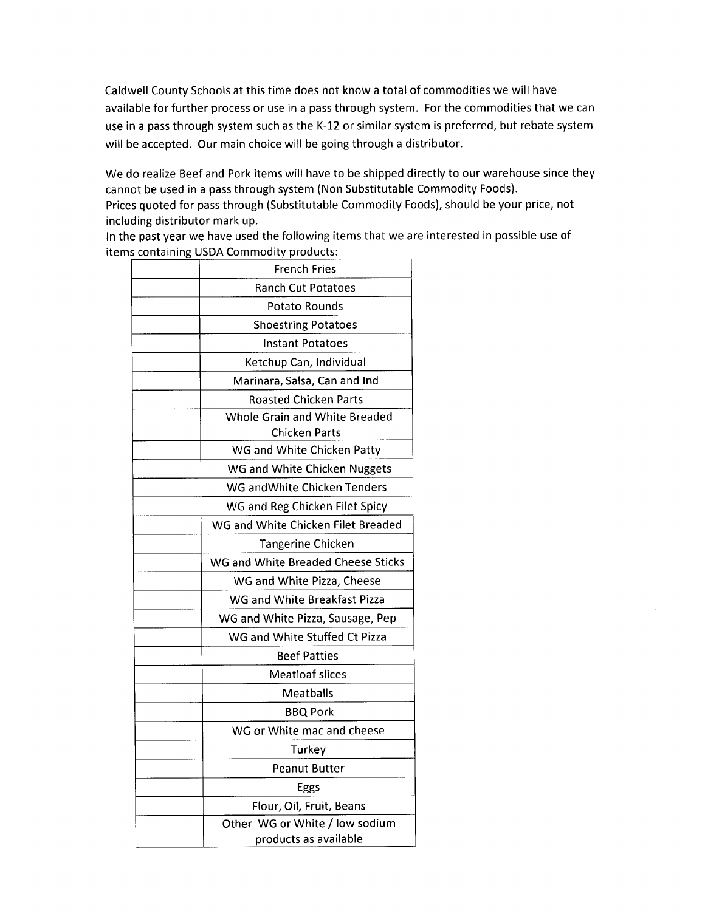Caldwell County Schools at this time does not know a total of commodities we will have available for further process or use in a pass through system. For the commodities that we can use in a pass through system such as the K-12 or similar system is preferred, but rebate system will be accepted. Our main choice will be going through a distributor.

We do realize Beef and Pork items will have to be shipped directly to our warehouse since they cannot be used in a pass through system (Non Substitutable Commodity Foods).
Prices quoted for pass through (Substitutable Commodity Foods), should be your price, not including distributor mark up.
In the past year we have used the following items that we are interested in possible use of items containing USDA Commodity products:

| | |
|---|---|
| | French Fries |
| | Ranch Cut Potatoes |
| | Potato Rounds |
| | Shoestring Potatoes |
| | Instant Potatoes |
| | Ketchup Can, Individual |
| | Marinara, Salsa, Can and Ind |
| | Roasted Chicken Parts |
| | Whole Grain and White Breaded Chicken Parts |
| | WG and White Chicken Patty |
| | WG and White Chicken Nuggets |
| | WG andWhite Chicken Tenders |
| | WG and Reg Chicken Filet Spicy |
| | WG and White Chicken Filet Breaded |
| | Tangerine Chicken |
| | WG and White Breaded Cheese Sticks |
| | WG and White Pizza, Cheese |
| | WG and White Breakfast Pizza |
| | WG and White Pizza, Sausage, Pep |
| | WG and White Stuffed Ct Pizza |
| | Beef Patties |
| | Meatloaf slices |
| | Meatballs |
| | BBQ Pork |
| | WG or White mac and cheese |
| | Turkey |
| | Peanut Butter |
| | Eggs |
| | Flour, Oil, Fruit, Beans |
| | Other WG or White / low sodium products as available |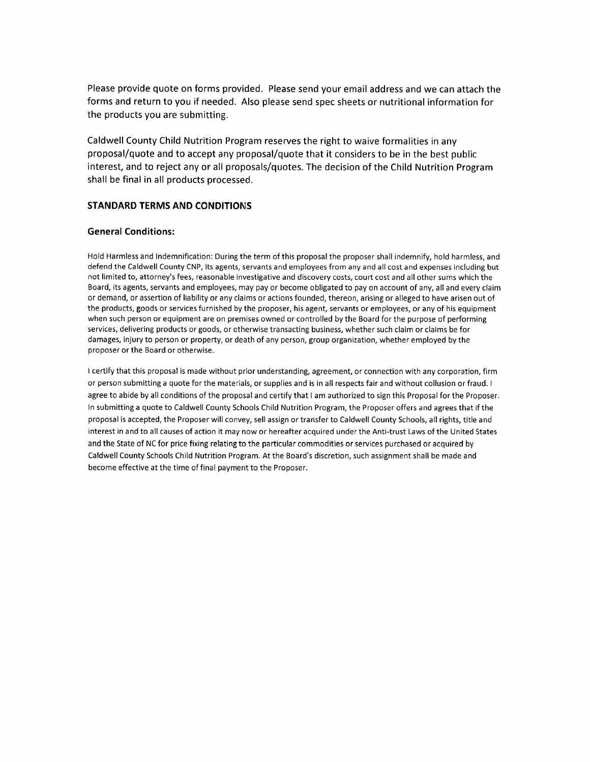Please provide quote on forms provided. Please send your email address and we can attach the forms and return to you if needed. Also please send spec sheets or nutritional information for the products you are submitting.

Caldwell County Child Nutrition Program reserves the right to waive formalities in any proposal/quote and to accept any proposal/quote that it considers to be in the best public interest, and to reject any or all proposals/quotes. The decision of the Child Nutrition Program shall be final in all products processed.

### STANDARD TERMS AND CONDITIONS

#### General Conditions:

Hold Harmless and Indemnification: During the term of this proposal the proposer shall indemnify, hold harmless, and defend the Caldwell County CNP, its agents, servants and employees from any and all cost and expenses including but not limited to, attorney's fees, reasonable investigative and discovery costs, court cost and all other sums which the Board, its agents, servants and employees, may pay or become obligated to pay on account of any, all and every claim or demand, or assertion of liability or any claims or actions founded, thereon, arising or alleged to have arisen out of the products, goods or services furnished by the proposer, his agent, servants or employees, or any of his equipment when such person or equipment are on premises owned or controlled by the Board for the purpose of performing services, delivering products or goods, or otherwise transacting business, whether such claim or claims be for damages, injury to person or property, or death of any person, group organization, whether employed by the proposer or the Board or otherwise.

I certify that this proposal is made without prior understanding, agreement, or connection with any corporation, firm or person submitting a quote for the materials, or supplies and is in all respects fair and without collusion or fraud. I agree to abide by all conditions of the proposal and certify that I am authorized to sign this Proposal for the Proposer. In submitting a quote to Caldwell County Schools Child Nutrition Program, the Proposer offers and agrees that if the proposal is accepted, the Proposer will convey, sell assign or transfer to Caldwell County Schools, all rights, title and interest in and to all causes of action it may now or hereafter acquired under the Anti-trust Laws of the United States and the State of NC for price fixing relating to the particular commodities or services purchased or acquired by Caldwell County Schools Child Nutrition Program. At the Board's discretion, such assignment shall be made and become effective at the time of final payment to the Proposer.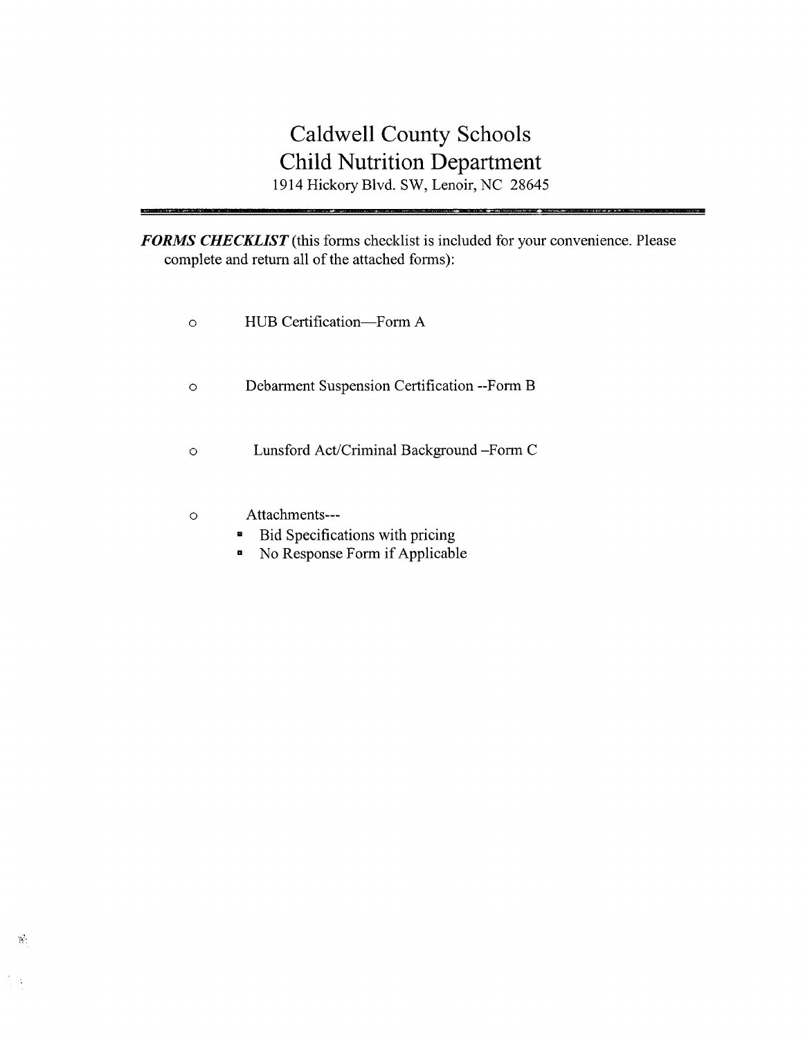# Caldwell County Schools
# Child Nutrition Department

1914 Hickory Blvd. SW, Lenoir, NC 28645

---

***FORMS CHECKLIST*** (this forms checklist is included for your convenience. Please complete and return all of the attached forms):

- HUB Certification—Form A
- Debarment Suspension Certification --Form B
- Lunsford Act/Criminal Background –Form C
- Attachments---
  - Bid Specifications with pricing
  - No Response Form if Applicable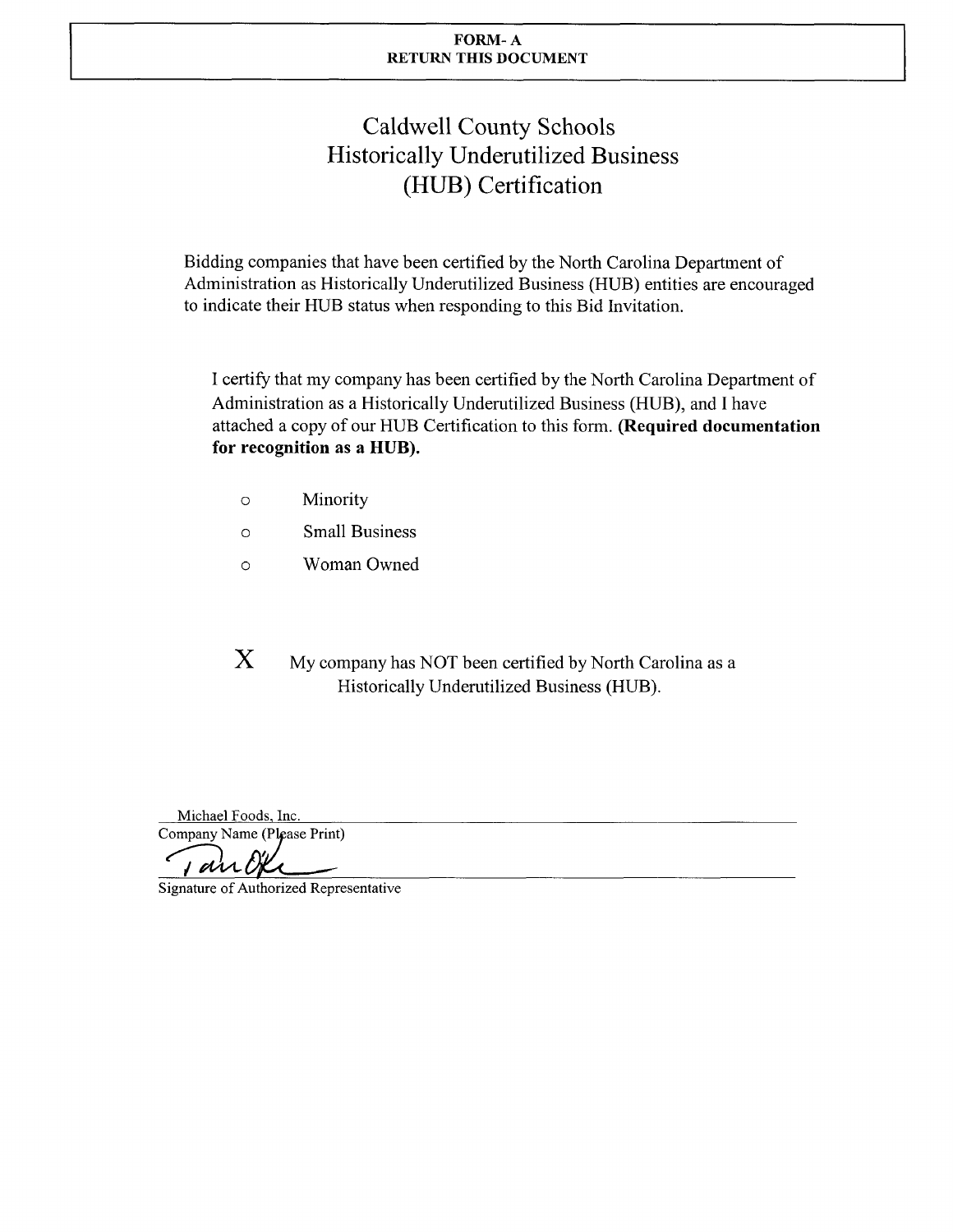**FORM- A**
**RETURN THIS DOCUMENT**

# Caldwell County Schools
# Historically Underutilized Business
# (HUB) Certification

Bidding companies that have been certified by the North Carolina Department of Administration as Historically Underutilized Business (HUB) entities are encouraged to indicate their HUB status when responding to this Bid Invitation.

I certify that my company has been certified by the North Carolina Department of Administration as a Historically Underutilized Business (HUB), and I have attached a copy of our HUB Certification to this form. **(Required documentation for recognition as a HUB).**

- o Minority
- o Small Business
- o Woman Owned

X My company has NOT been certified by North Carolina as a Historically Underutilized Business (HUB).

Michael Foods, Inc.
Company Name (Please Print)

Signature of Authorized Representative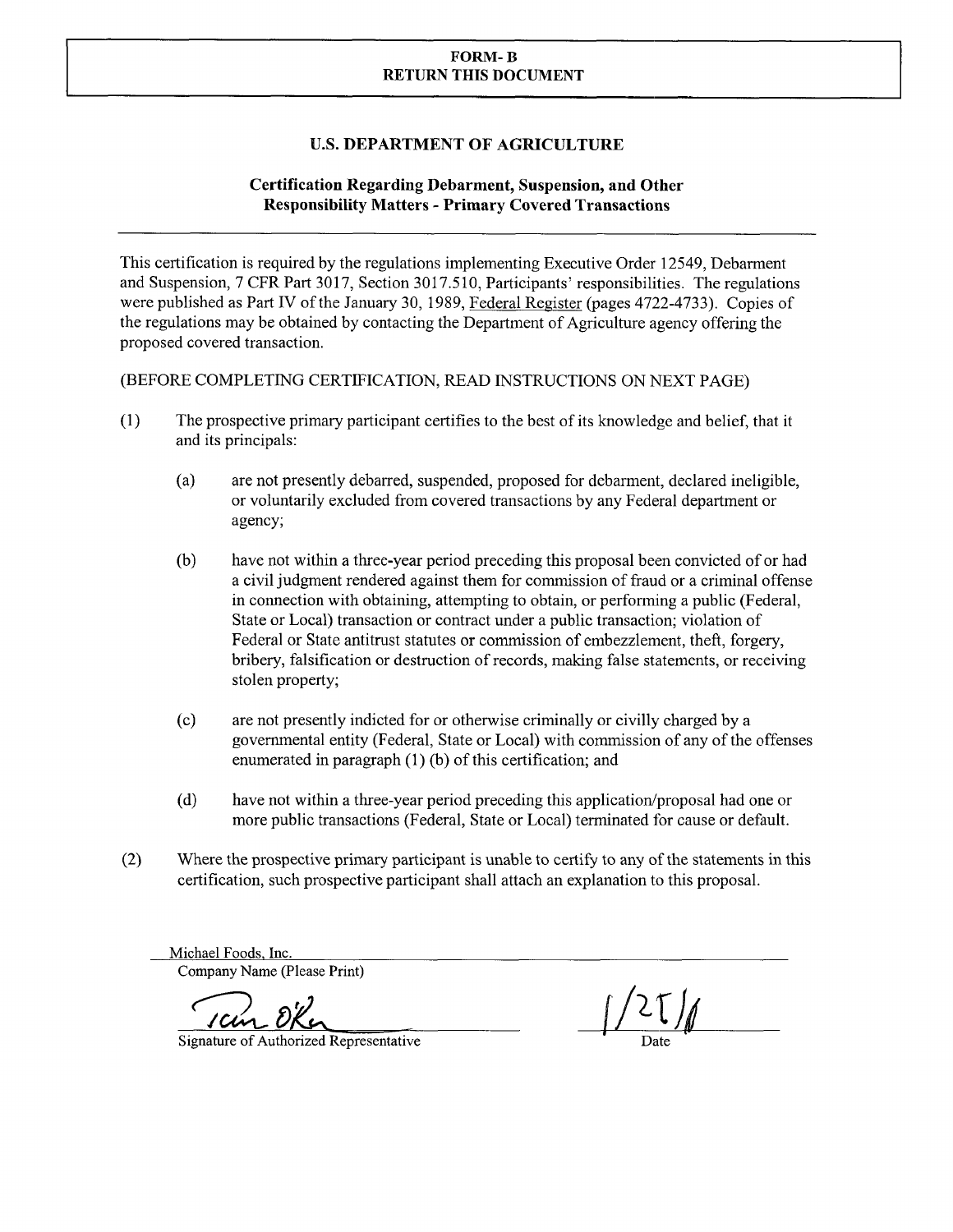**FORM- B**
**RETURN THIS DOCUMENT**

## U.S. DEPARTMENT OF AGRICULTURE

### Certification Regarding Debarment, Suspension, and Other Responsibility Matters - Primary Covered Transactions

This certification is required by the regulations implementing Executive Order 12549, Debarment and Suspension, 7 CFR Part 3017, Section 3017.510, Participants' responsibilities. The regulations were published as Part IV of the January 30, 1989, Federal Register (pages 4722-4733). Copies of the regulations may be obtained by contacting the Department of Agriculture agency offering the proposed covered transaction.

(BEFORE COMPLETING CERTIFICATION, READ INSTRUCTIONS ON NEXT PAGE)

(1) The prospective primary participant certifies to the best of its knowledge and belief, that it and its principals:

   (a) are not presently debarred, suspended, proposed for debarment, declared ineligible, or voluntarily excluded from covered transactions by any Federal department or agency;

   (b) have not within a three-year period preceding this proposal been convicted of or had a civil judgment rendered against them for commission of fraud or a criminal offense in connection with obtaining, attempting to obtain, or performing a public (Federal, State or Local) transaction or contract under a public transaction; violation of Federal or State antitrust statutes or commission of embezzlement, theft, forgery, bribery, falsification or destruction of records, making false statements, or receiving stolen property;

   (c) are not presently indicted for or otherwise criminally or civilly charged by a governmental entity (Federal, State or Local) with commission of any of the offenses enumerated in paragraph (1) (b) of this certification; and

   (d) have not within a three-year period preceding this application/proposal had one or more public transactions (Federal, State or Local) terminated for cause or default.

(2) Where the prospective primary participant is unable to certify to any of the statements in this certification, such prospective participant shall attach an explanation to this proposal.

Michael Foods, Inc.
Company Name (Please Print)

Tim OKe
Signature of Authorized Representative

1/25/11
Date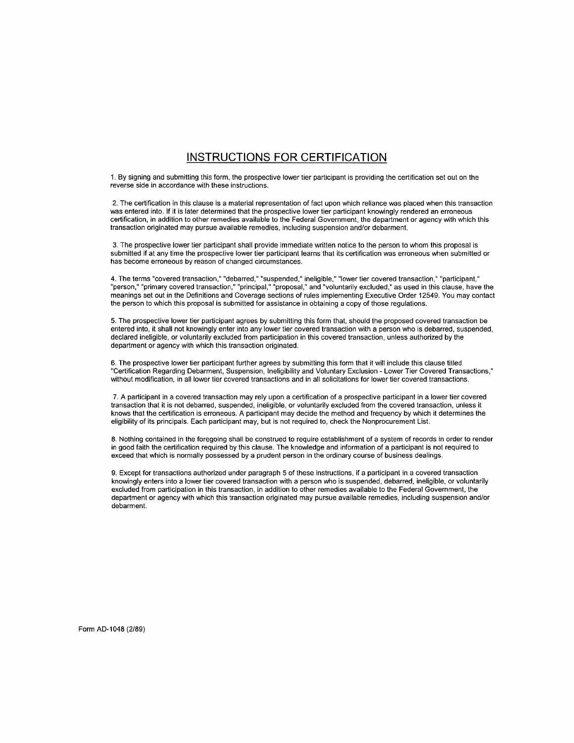## INSTRUCTIONS FOR CERTIFICATION

1. By signing and submitting this form, the prospective lower tier participant is providing the certification set out on the reverse side in accordance with these instructions.

2. The certification in this clause is a material representation of fact upon which reliance was placed when this transaction was entered into. If it is later determined that the prospective lower tier participant knowingly rendered an erroneous certification, in addition to other remedies available to the Federal Government, the department or agency with which this transaction originated may pursue available remedies, including suspension and/or debarment.

3. The prospective lower tier participant shall provide immediate written notice to the person to whom this proposal is submitted if at any time the prospective lower tier participant learns that its certification was erroneous when submitted or has become erroneous by reason of changed circumstances.

4. The terms "covered transaction," "debarred," "suspended," ineligible," "lower tier covered transaction," "participant," "person," "primary covered transaction," "principal," "proposal," and "voluntarily excluded," as used in this clause, have the meanings set out in the Definitions and Coverage sections of rules implementing Executive Order 12549. You may contact the person to which this proposal is submitted for assistance in obtaining a copy of those regulations.

5. The prospective lower tier participant agrees by submitting this form that, should the proposed covered transaction be entered into, it shall not knowingly enter into any lower tier covered transaction with a person who is debarred, suspended, declared ineligible, or voluntarily excluded from participation in this covered transaction, unless authorized by the department or agency with which this transaction originated.

6. The prospective lower tier participant further agrees by submitting this form that it will include this clause titled "Certification Regarding Debarment, Suspension, Ineligibility and Voluntary Exclusion - Lower Tier Covered Transactions," without modification, in all lower tier covered transactions and in all solicitations for lower tier covered transactions.

7. A participant in a covered transaction may rely upon a certification of a prospective participant in a lower tier covered transaction that it is not debarred, suspended, ineligible, or voluntarily excluded from the covered transaction, unless it knows that the certification is erroneous. A participant may decide the method and frequency by which it determines the eligibility of its principals. Each participant may, but is not required to, check the Nonprocurement List.

8. Nothing contained in the foregoing shall be construed to require establishment of a system of records in order to render in good faith the certification required by this clause. The knowledge and information of a participant is not required to exceed that which is normally possessed by a prudent person in the ordinary course of business dealings.

9. Except for transactions authorized under paragraph 5 of these instructions, if a participant in a covered transaction knowingly enters into a lower tier covered transaction with a person who is suspended, debarred, ineligible, or voluntarily excluded from participation in this transaction, in addition to other remedies available to the Federal Government, the department or agency with which this transaction originated may pursue available remedies, including suspension and/or debarment.

Form AD-1048 (2/89)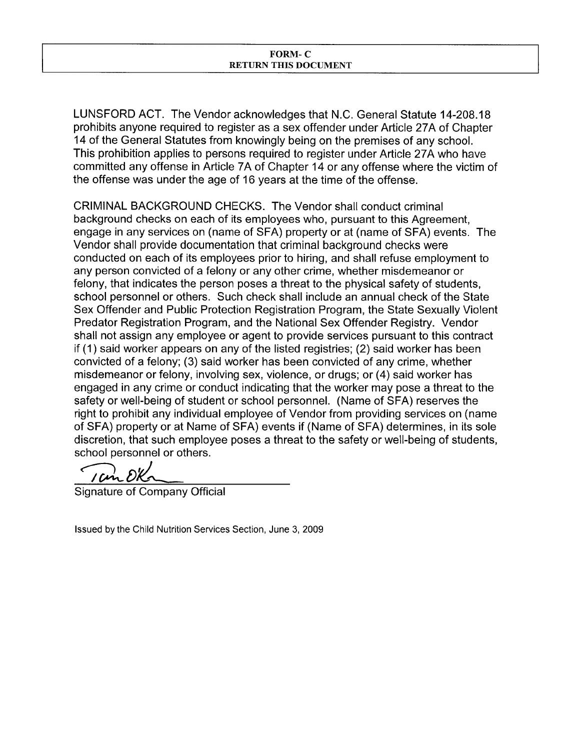**FORM- C**
**RETURN THIS DOCUMENT**

LUNSFORD ACT. The Vendor acknowledges that N.C. General Statute 14-208.18 prohibits anyone required to register as a sex offender under Article 27A of Chapter 14 of the General Statutes from knowingly being on the premises of any school. This prohibition applies to persons required to register under Article 27A who have committed any offense in Article 7A of Chapter 14 or any offense where the victim of the offense was under the age of 16 years at the time of the offense.

CRIMINAL BACKGROUND CHECKS. The Vendor shall conduct criminal background checks on each of its employees who, pursuant to this Agreement, engage in any services on (name of SFA) property or at (name of SFA) events. The Vendor shall provide documentation that criminal background checks were conducted on each of its employees prior to hiring, and shall refuse employment to any person convicted of a felony or any other crime, whether misdemeanor or felony, that indicates the person poses a threat to the physical safety of students, school personnel or others. Such check shall include an annual check of the State Sex Offender and Public Protection Registration Program, the State Sexually Violent Predator Registration Program, and the National Sex Offender Registry. Vendor shall not assign any employee or agent to provide services pursuant to this contract if (1) said worker appears on any of the listed registries; (2) said worker has been convicted of a felony; (3) said worker has been convicted of any crime, whether misdemeanor or felony, involving sex, violence, or drugs; or (4) said worker has engaged in any crime or conduct indicating that the worker may pose a threat to the safety or well-being of student or school personnel. (Name of SFA) reserves the right to prohibit any individual employee of Vendor from providing services on (name of SFA) property or at Name of SFA) events if (Name of SFA) determines, in its sole discretion, that such employee poses a threat to the safety or well-being of students, school personnel or others.

Tom OK

Signature of Company Official

Issued by the Child Nutrition Services Section, June 3, 2009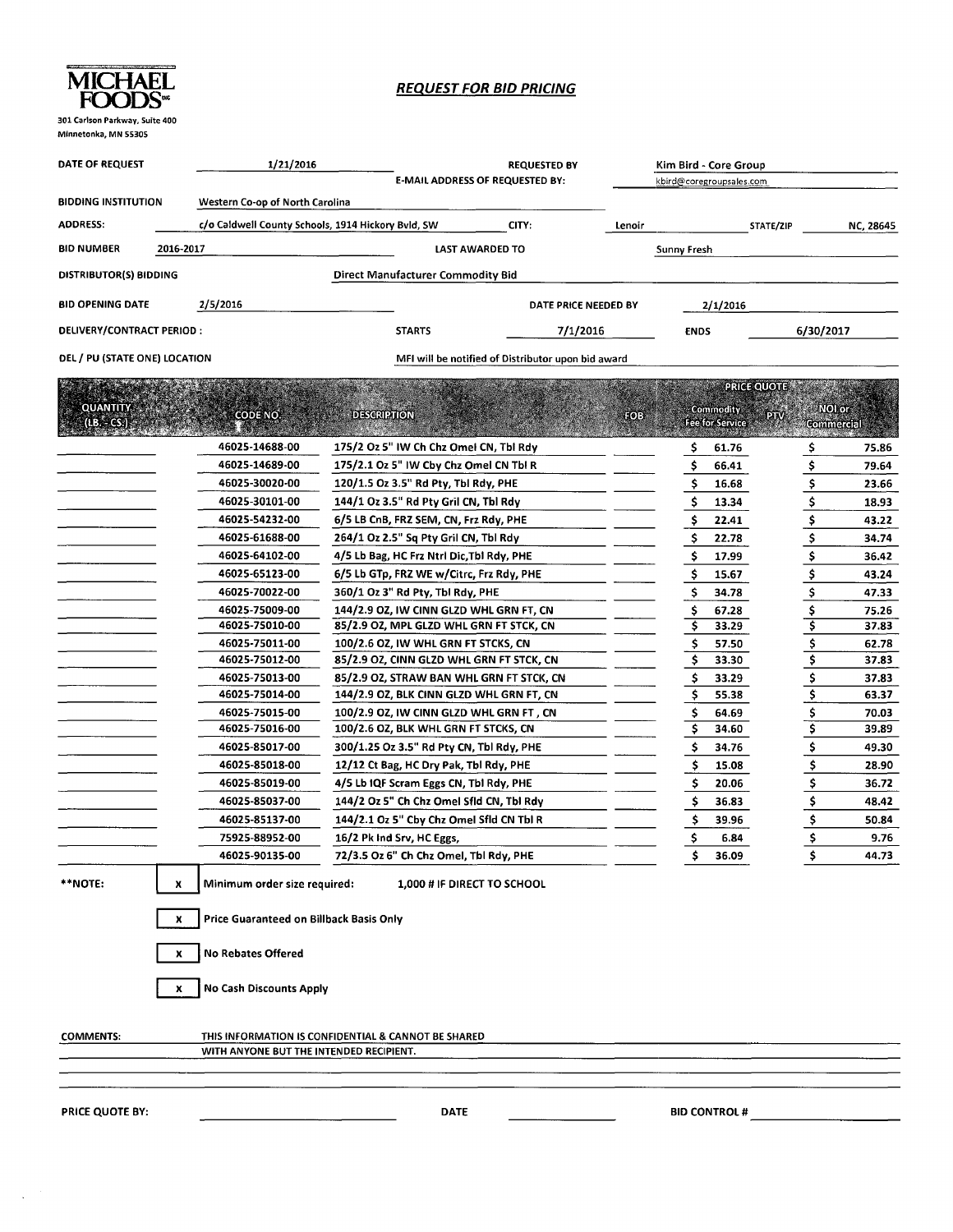**MICHAEL FOODS** INC

301 Carlson Parkway, Suite 400
Minnetonka, MN 55305

## *REQUEST FOR BID PRICING*

| | | | |
|---|---|---|---|
| **DATE OF REQUEST** | 1/21/2016 | **REQUESTED BY** | Kim Bird - Core Group |
| | | **E-MAIL ADDRESS OF REQUESTED BY:** | kbird@coregroupsales.com |

**BIDDING INSTITUTION** Western Co-op of North Carolina

**ADDRESS:** c/o Caldwell County Schools, 1914 Hickory Bvld, SW **CITY:** Lenoir **STATE/ZIP** NC, 28645

**BID NUMBER** 2016-2017 **LAST AWARDED TO** Sunny Fresh

**DISTRIBUTOR(S) BIDDING** Direct Manufacturer Commodity Bid

**BID OPENING DATE** 2/5/2016 **DATE PRICE NEEDED BY** 2/1/2016

**DELIVERY/CONTRACT PERIOD :** **STARTS** 7/1/2016 **ENDS** 6/30/2017

**DEL / PU (STATE ONE) LOCATION** MFI will be notified of Distributor upon bid award

| QUANTITY (LB. - CS.) | CODE NO. | DESCRIPTION | FOB | PRICE QUOTE: Commodity Fee for Service | PTV | PRICE QUOTE: NOI or Commercial |
|---|---|---|---|---|---|---|
| | 46025-14688-00 | 175/2 Oz 5" IW Ch Chz Omel CN, Tbl Rdy | | $ 61.76 | | $ 75.86 |
| | 46025-14689-00 | 175/2.1 Oz 5" IW Cby Chz Omel CN Tbl R | | $ 66.41 | | $ 79.64 |
| | 46025-30020-00 | 120/1.5 Oz 3.5" Rd Pty, Tbl Rdy, PHE | | $ 16.68 | | $ 23.66 |
| | 46025-30101-00 | 144/1 Oz 3.5" Rd Pty Gril CN, Tbl Rdy | | $ 13.34 | | $ 18.93 |
| | 46025-54232-00 | 6/5 LB CnB, FRZ SEM, CN, Frz Rdy, PHE | | $ 22.41 | | $ 43.22 |
| | 46025-61688-00 | 264/1 Oz 2.5" Sq Pty Gril CN, Tbl Rdy | | $ 22.78 | | $ 34.74 |
| | 46025-64102-00 | 4/5 Lb Bag, HC Frz Ntrl Dic,Tbl Rdy, PHE | | $ 17.99 | | $ 36.42 |
| | 46025-65123-00 | 6/5 Lb GTp, FRZ WE w/Citrc, Frz Rdy, PHE | | $ 15.67 | | $ 43.24 |
| | 46025-70022-00 | 360/1 Oz 3" Rd Pty, Tbl Rdy, PHE | | $ 34.78 | | $ 47.33 |
| | 46025-75009-00 | 144/2.9 OZ, IW CINN GLZD WHL GRN FT, CN | | $ 67.28 | | $ 75.26 |
| | 46025-75010-00 | 85/2.9 OZ, MPL GLZD WHL GRN FT STCK, CN | | $ 33.29 | | $ 37.83 |
| | 46025-75011-00 | 100/2.6 OZ, IW WHL GRN FT STCKS, CN | | $ 57.50 | | $ 62.78 |
| | 46025-75012-00 | 85/2.9 OZ, CINN GLZD WHL GRN FT STCK, CN | | $ 33.30 | | $ 37.83 |
| | 46025-75013-00 | 85/2.9 OZ, STRAW BAN WHL GRN FT STCK, CN | | $ 33.29 | | $ 37.83 |
| | 46025-75014-00 | 144/2.9 OZ, BLK CINN GLZD WHL GRN FT, CN | | $ 55.38 | | $ 63.37 |
| | 46025-75015-00 | 100/2.9 OZ, IW CINN GLZD WHL GRN FT , CN | | $ 64.69 | | $ 70.03 |
| | 46025-75016-00 | 100/2.6 OZ, BLK WHL GRN FT STCKS, CN | | $ 34.60 | | $ 39.89 |
| | 46025-85017-00 | 300/1.25 Oz 3.5" Rd Pty CN, Tbl Rdy, PHE | | $ 34.76 | | $ 49.30 |
| | 46025-85018-00 | 12/12 Ct Bag, HC Dry Pak, Tbl Rdy, PHE | | $ 15.08 | | $ 28.90 |
| | 46025-85019-00 | 4/5 Lb IQF Scram Eggs CN, Tbl Rdy, PHE | | $ 20.06 | | $ 36.72 |
| | 46025-85037-00 | 144/2 Oz 5" Ch Chz Omel Sfld CN, Tbl Rdy | | $ 36.83 | | $ 48.42 |
| | 46025-85137-00 | 144/2.1 Oz 5" Cby Chz Omel Sfld CN Tbl R | | $ 39.96 | | $ 50.84 |
| | 75925-88952-00 | 16/2 Pk Ind Srv, HC Eggs, | | $ 6.84 | | $ 9.76 |
| | 46025-90135-00 | 72/3.5 Oz 6" Ch Chz Omel, Tbl Rdy, PHE | | $ 36.09 | | $ 44.73 |

**NOTE:

- [x] Minimum order size required: 1,000 # IF DIRECT TO SCHOOL
- [x] Price Guaranteed on Billback Basis Only
- [x] No Rebates Offered
- [x] No Cash Discounts Apply

**COMMENTS:** THIS INFORMATION IS CONFIDENTIAL & CANNOT BE SHARED WITH ANYONE BUT THE INTENDED RECIPIENT.

**PRICE QUOTE BY:** ____________ **DATE** ____________ **BID CONTROL #** ____________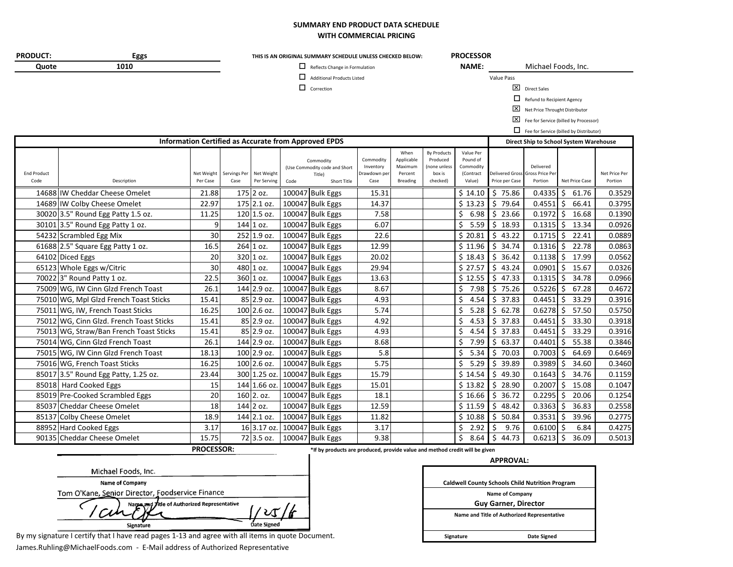# SUMMARY END PRODUCT DATA SCHEDULE
## WITH COMMERCIAL PRICING

**PRODUCT:** Eggs
**Quote** 1010

THIS IS AN ORIGINAL SUMMARY SCHEDULE UNLESS CHECKED BELOW:

- ☐ Reflects Change in Formulation
- ☐ Additional Products Listed
- ☐ Correction

**PROCESSOR NAME:** Michael Foods, Inc.

Value Pass

- ☒ Direct Sales
- ☐ Refund to Recipient Agency
- ☒ Net Price Throught Distributor
- ☒ Fee for Service (billed by Processor)
- ☐ Fee for Service (billed by Distributor)

| Information Certified as Accurate from Approved EPDS | | | | | | | | | | | | Direct Ship to School System Warehouse | | | |
|---|---|---|---|---|---|---|---|---|---|---|---|---|---|---|---|
| End Product Code | Description | Net Weight Per Case | Servings Per Case | Net Weight Per Serving | Commodity (Use Commodity code and Short Title) Code | Short Title | Commodity Inventory Drawdown per Case | When Applicable Maximum Percent Breading | By Products Produced (none unless box is checked) | Value Per Pound of Commodity (Contract Value) | Delivered Gross Price per Case | Delivered Gross Price Per Portion | Net Price Case | Net Price Per Portion |
| 14688 | IW Cheddar Cheese Omelet | 21.88 | 175 | 2 oz. | 100047 | Bulk Eggs | 15.31 | | | $ 14.10 | $ 75.86 | 0.4335 | $ 61.76 | 0.3529 |
| 14689 | IW Colby Cheese Omelet | 22.97 | 175 | 2.1 oz. | 100047 | Bulk Eggs | 14.37 | | | $ 13.23 | $ 79.64 | 0.4551 | $ 66.41 | 0.3795 |
| 30020 | 3.5" Round Egg Patty 1.5 oz. | 11.25 | 120 | 1.5 oz. | 100047 | Bulk Eggs | 7.58 | | | $ 6.98 | $ 23.66 | 0.1972 | $ 16.68 | 0.1390 |
| 30101 | 3.5" Round Egg Patty 1 oz. | 9 | 144 | 1 oz. | 100047 | Bulk Eggs | 6.07 | | | $ 5.59 | $ 18.93 | 0.1315 | $ 13.34 | 0.0926 |
| 54232 | Scrambled Egg Mix | 30 | 252 | 1.9 oz. | 100047 | Bulk Eggs | 22.6 | | | $ 20.81 | $ 43.22 | 0.1715 | $ 22.41 | 0.0889 |
| 61688 | 2.5" Square Egg Patty 1 oz. | 16.5 | 264 | 1 oz. | 100047 | Bulk Eggs | 12.99 | | | $ 11.96 | $ 34.74 | 0.1316 | $ 22.78 | 0.0863 |
| 64102 | Diced Eggs | 20 | 320 | 1 oz. | 100047 | Bulk Eggs | 20.02 | | | $ 18.43 | $ 36.42 | 0.1138 | $ 17.99 | 0.0562 |
| 65123 | Whole Eggs w/Citric | 30 | 480 | 1 oz. | 100047 | Bulk Eggs | 29.94 | | | $ 27.57 | $ 43.24 | 0.0901 | $ 15.67 | 0.0326 |
| 70022 | 3" Round Patty 1 oz. | 22.5 | 360 | 1 oz. | 100047 | Bulk Eggs | 13.63 | | | $ 12.55 | $ 47.33 | 0.1315 | $ 34.78 | 0.0966 |
| 75009 | WG, IW Cinn Glzd French Toast | 26.1 | 144 | 2.9 oz. | 100047 | Bulk Eggs | 8.67 | | | $ 7.98 | $ 75.26 | 0.5226 | $ 67.28 | 0.4672 |
| 75010 | WG, Mpl Glzd French Toast Sticks | 15.41 | 85 | 2.9 oz. | 100047 | Bulk Eggs | 4.93 | | | $ 4.54 | $ 37.83 | 0.4451 | $ 33.29 | 0.3916 |
| 75011 | WG, IW, French Toast Sticks | 16.25 | 100 | 2.6 oz. | 100047 | Bulk Eggs | 5.74 | | | $ 5.28 | $ 62.78 | 0.6278 | $ 57.50 | 0.5750 |
| 75012 | WG, Cinn Glzd. French Toast Sticks | 15.41 | 85 | 2.9 oz. | 100047 | Bulk Eggs | 4.92 | | | $ 4.53 | $ 37.83 | 0.4451 | $ 33.30 | 0.3918 |
| 75013 | WG, Straw/Ban French Toast Sticks | 15.41 | 85 | 2.9 oz. | 100047 | Bulk Eggs | 4.93 | | | $ 4.54 | $ 37.83 | 0.4451 | $ 33.29 | 0.3916 |
| 75014 | WG, Cinn Glzd French Toast | 26.1 | 144 | 2.9 oz. | 100047 | Bulk Eggs | 8.68 | | | $ 7.99 | $ 63.37 | 0.4401 | $ 55.38 | 0.3846 |
| 75015 | WG, IW Cinn Glzd French Toast | 18.13 | 100 | 2.9 oz. | 100047 | Bulk Eggs | 5.8 | | | $ 5.34 | $ 70.03 | 0.7003 | $ 64.69 | 0.6469 |
| 75016 | WG, French Toast Sticks | 16.25 | 100 | 2.6 oz. | 100047 | Bulk Eggs | 5.75 | | | $ 5.29 | $ 39.89 | 0.3989 | $ 34.60 | 0.3460 |
| 85017 | 3.5" Round Egg Patty, 1.25 oz. | 23.44 | 300 | 1.25 oz. | 100047 | Bulk Eggs | 15.79 | | | $ 14.54 | $ 49.30 | 0.1643 | $ 34.76 | 0.1159 |
| 85018 | Hard Cooked Eggs | 15 | 144 | 1.66 oz. | 100047 | Bulk Eggs | 15.01 | | | $ 13.82 | $ 28.90 | 0.2007 | $ 15.08 | 0.1047 |
| 85019 | Pre-Cooked Scrambled Eggs | 20 | 160 | 2. oz. | 100047 | Bulk Eggs | 18.1 | | | $ 16.66 | $ 36.72 | 0.2295 | $ 20.06 | 0.1254 |
| 85037 | Cheddar Cheese Omelet | 18 | 144 | 2 oz. | 100047 | Bulk Eggs | 12.59 | | | $ 11.59 | $ 48.42 | 0.3363 | $ 36.83 | 0.2558 |
| 85137 | Colby Cheese Omelet | 18.9 | 144 | 2.1 oz. | 100047 | Bulk Eggs | 11.82 | | | $ 10.88 | $ 50.84 | 0.3531 | $ 39.96 | 0.2775 |
| 88952 | Hard Cooked Eggs | 3.17 | 16 | 3.17 oz. | 100047 | Bulk Eggs | 3.17 | | | $ 2.92 | $ 9.76 | 0.6100 | $ 6.84 | 0.4275 |
| 90135 | Cheddar Cheese Omelet | 15.75 | 72 | 3.5 oz. | 100047 | Bulk Eggs | 9.38 | | | $ 8.64 | $ 44.73 | 0.6213 | $ 36.09 | 0.5013 |

*If by products are produced, provide value and method credit will be given

**PROCESSOR:**

Michael Foods, Inc.
**Name of Company**

Tom O'Kane, Senior Director, Foodservice Finance
**Name and Title of Authorized Representative**

[Signature] 1/25/16
**Signature** **Date Signed**

By my signature I certify that I have read pages 1-13 and agree with all items in quote Document.

James.Ruhling@MichaelFoods.com - E-Mail address of Authorized Representative

**APPROVAL:**

**Caldwell County Schools Child Nutrition Program**
**Name of Company**

**Guy Garner, Director**
**Name and Title of Authorized Representative**

**Signature** **Date Signed**